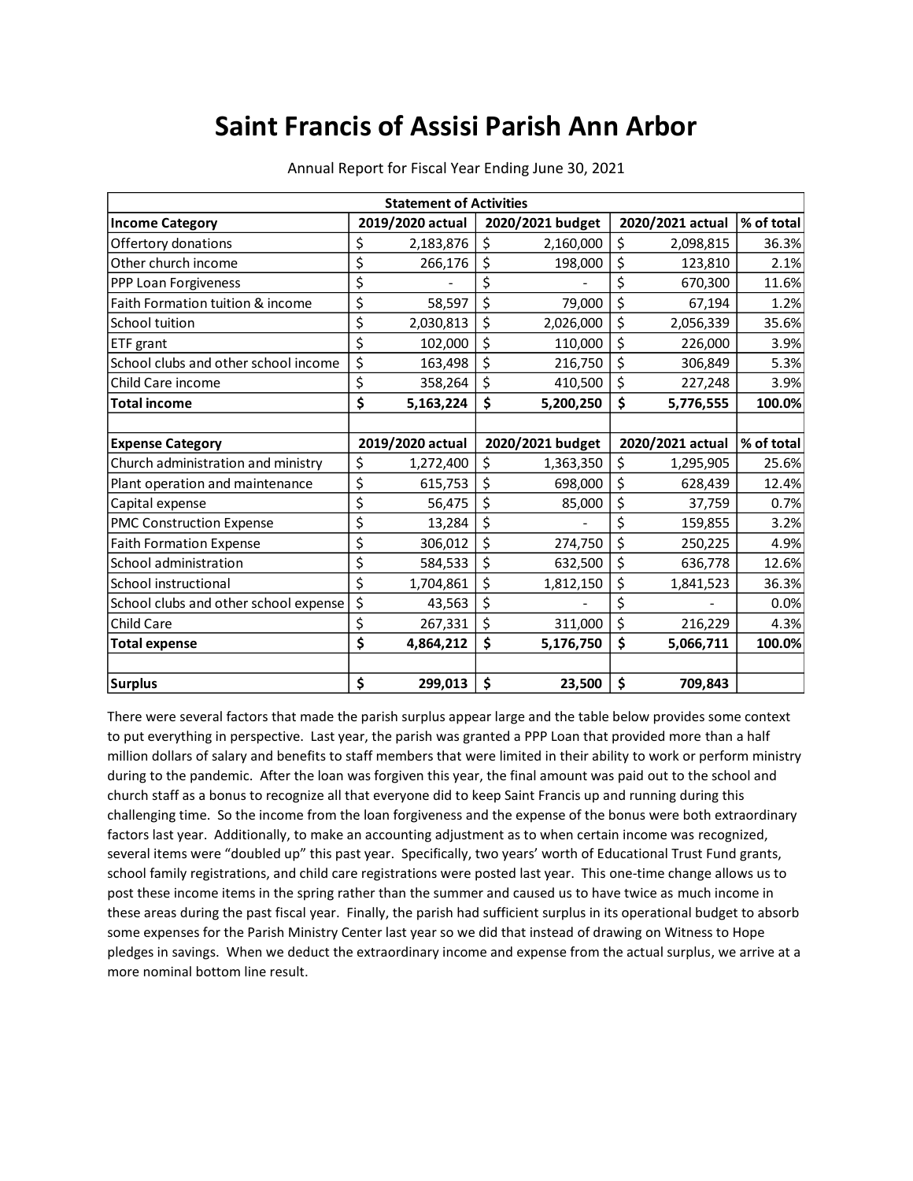# Saint Francis of Assisi Parish Ann Arbor

Annual Report for Fiscal Year Ending June 30, 2021

| Statement of Activities | | | | |
|---|---|---|---|---|
| **Income Category** | **2019/2020 actual** | **2020/2021 budget** | **2020/2021 actual** | **% of total** |
| Offertory donations | $ 2,183,876 | $ 2,160,000 | $ 2,098,815 | 36.3% |
| Other church income | $ 266,176 | $ 198,000 | $ 123,810 | 2.1% |
| PPP Loan Forgiveness | $ - | $ - | $ 670,300 | 11.6% |
| Faith Formation tuition & income | $ 58,597 | $ 79,000 | $ 67,194 | 1.2% |
| School tuition | $ 2,030,813 | $ 2,026,000 | $ 2,056,339 | 35.6% |
| ETF grant | $ 102,000 | $ 110,000 | $ 226,000 | 3.9% |
| School clubs and other school income | $ 163,498 | $ 216,750 | $ 306,849 | 5.3% |
| Child Care income | $ 358,264 | $ 410,500 | $ 227,248 | 3.9% |
| **Total income** | **$ 5,163,224** | **$ 5,200,250** | **$ 5,776,555** | **100.0%** |
| | | | | |
| **Expense Category** | **2019/2020 actual** | **2020/2021 budget** | **2020/2021 actual** | **% of total** |
| Church administration and ministry | $ 1,272,400 | $ 1,363,350 | $ 1,295,905 | 25.6% |
| Plant operation and maintenance | $ 615,753 | $ 698,000 | $ 628,439 | 12.4% |
| Capital expense | $ 56,475 | $ 85,000 | $ 37,759 | 0.7% |
| PMC Construction Expense | $ 13,284 | $ - | $ 159,855 | 3.2% |
| Faith Formation Expense | $ 306,012 | $ 274,750 | $ 250,225 | 4.9% |
| School administration | $ 584,533 | $ 632,500 | $ 636,778 | 12.6% |
| School instructional | $ 1,704,861 | $ 1,812,150 | $ 1,841,523 | 36.3% |
| School clubs and other school expense | $ 43,563 | $ - | $ - | 0.0% |
| Child Care | $ 267,331 | $ 311,000 | $ 216,229 | 4.3% |
| **Total expense** | **$ 4,864,212** | **$ 5,176,750** | **$ 5,066,711** | **100.0%** |
| | | | | |
| **Surplus** | **$ 299,013** | **$ 23,500** | **$ 709,843** | |

There were several factors that made the parish surplus appear large and the table below provides some context to put everything in perspective. Last year, the parish was granted a PPP Loan that provided more than a half million dollars of salary and benefits to staff members that were limited in their ability to work or perform ministry during to the pandemic. After the loan was forgiven this year, the final amount was paid out to the school and church staff as a bonus to recognize all that everyone did to keep Saint Francis up and running during this challenging time. So the income from the loan forgiveness and the expense of the bonus were both extraordinary factors last year. Additionally, to make an accounting adjustment as to when certain income was recognized, several items were "doubled up" this past year. Specifically, two years' worth of Educational Trust Fund grants, school family registrations, and child care registrations were posted last year. This one-time change allows us to post these income items in the spring rather than the summer and caused us to have twice as much income in these areas during the past fiscal year. Finally, the parish had sufficient surplus in its operational budget to absorb some expenses for the Parish Ministry Center last year so we did that instead of drawing on Witness to Hope pledges in savings. When we deduct the extraordinary income and expense from the actual surplus, we arrive at a more nominal bottom line result.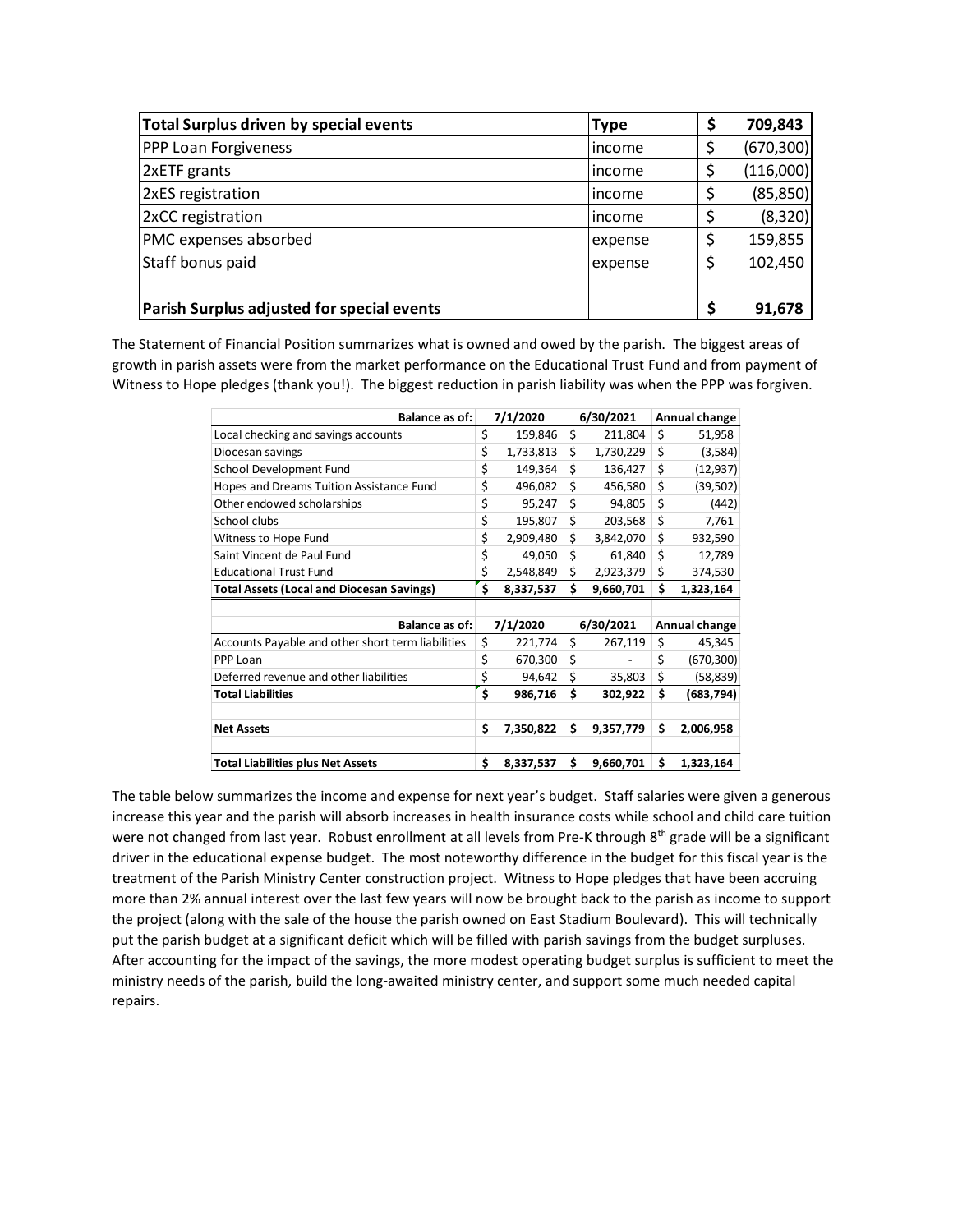| Total Surplus driven by special events | Type | $ 709,843 |
|---|---|---|
| PPP Loan Forgiveness | income | $ (670,300) |
| 2xETF grants | income | $ (116,000) |
| 2xES registration | income | $ (85,850) |
| 2xCC registration | income | $ (8,320) |
| PMC expenses absorbed | expense | $ 159,855 |
| Staff bonus paid | expense | $ 102,450 |
| | | |
| **Parish Surplus adjusted for special events** | | **$ 91,678** |

The Statement of Financial Position summarizes what is owned and owed by the parish. The biggest areas of growth in parish assets were from the market performance on the Educational Trust Fund and from payment of Witness to Hope pledges (thank you!). The biggest reduction in parish liability was when the PPP was forgiven.

| Balance as of: | 7/1/2020 | 6/30/2021 | Annual change |
|---|---|---|---|
| Local checking and savings accounts | $ 159,846 | $ 211,804 | $ 51,958 |
| Diocesan savings | $ 1,733,813 | $ 1,730,229 | $ (3,584) |
| School Development Fund | $ 149,364 | $ 136,427 | $ (12,937) |
| Hopes and Dreams Tuition Assistance Fund | $ 496,082 | $ 456,580 | $ (39,502) |
| Other endowed scholarships | $ 95,247 | $ 94,805 | $ (442) |
| School clubs | $ 195,807 | $ 203,568 | $ 7,761 |
| Witness to Hope Fund | $ 2,909,480 | $ 3,842,070 | $ 932,590 |
| Saint Vincent de Paul Fund | $ 49,050 | $ 61,840 | $ 12,789 |
| Educational Trust Fund | $ 2,548,849 | $ 2,923,379 | $ 374,530 |
| **Total Assets (Local and Diocesan Savings)** | **$ 8,337,537** | **$ 9,660,701** | **$ 1,323,164** |
| | | | |
| **Balance as of:** | **7/1/2020** | **6/30/2021** | **Annual change** |
| Accounts Payable and other short term liabilities | $ 221,774 | $ 267,119 | $ 45,345 |
| PPP Loan | $ 670,300 | $ - | $ (670,300) |
| Deferred revenue and other liabilities | $ 94,642 | $ 35,803 | $ (58,839) |
| **Total Liabilities** | **$ 986,716** | **$ 302,922** | **$ (683,794)** |
| | | | |
| **Net Assets** | **$ 7,350,822** | **$ 9,357,779** | **$ 2,006,958** |
| | | | |
| **Total Liabilities plus Net Assets** | **$ 8,337,537** | **$ 9,660,701** | **$ 1,323,164** |

The table below summarizes the income and expense for next year's budget. Staff salaries were given a generous increase this year and the parish will absorb increases in health insurance costs while school and child care tuition were not changed from last year. Robust enrollment at all levels from Pre-K through 8th grade will be a significant driver in the educational expense budget. The most noteworthy difference in the budget for this fiscal year is the treatment of the Parish Ministry Center construction project. Witness to Hope pledges that have been accruing more than 2% annual interest over the last few years will now be brought back to the parish as income to support the project (along with the sale of the house the parish owned on East Stadium Boulevard). This will technically put the parish budget at a significant deficit which will be filled with parish savings from the budget surpluses. After accounting for the impact of the savings, the more modest operating budget surplus is sufficient to meet the ministry needs of the parish, build the long-awaited ministry center, and support some much needed capital repairs.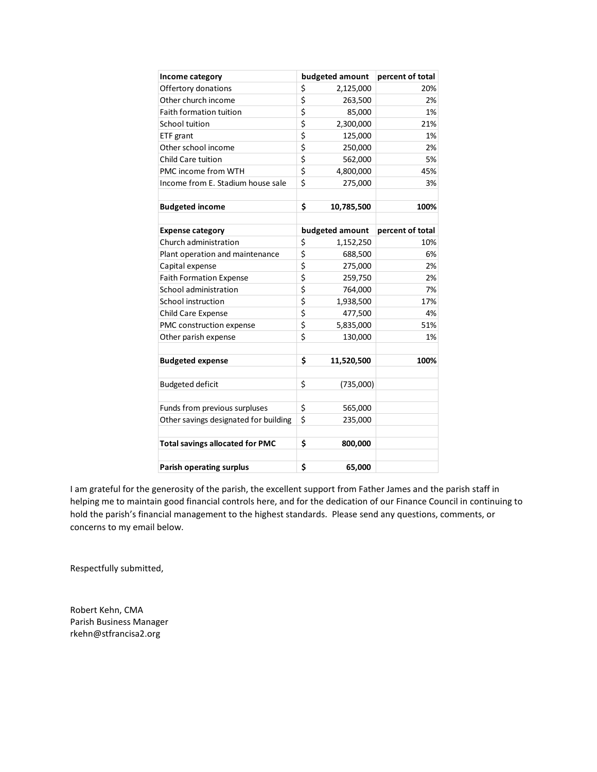| Income category | budgeted amount | percent of total |
|---|---|---|
| Offertory donations | $ 2,125,000 | 20% |
| Other church income | $ 263,500 | 2% |
| Faith formation tuition | $ 85,000 | 1% |
| School tuition | $ 2,300,000 | 21% |
| ETF grant | $ 125,000 | 1% |
| Other school income | $ 250,000 | 2% |
| Child Care tuition | $ 562,000 | 5% |
| PMC income from WTH | $ 4,800,000 | 45% |
| Income from E. Stadium house sale | $ 275,000 | 3% |
| | | |
| **Budgeted income** | **$ 10,785,500** | **100%** |
| | | |
| **Expense category** | **budgeted amount** | **percent of total** |
| Church administration | $ 1,152,250 | 10% |
| Plant operation and maintenance | $ 688,500 | 6% |
| Capital expense | $ 275,000 | 2% |
| Faith Formation Expense | $ 259,750 | 2% |
| School administration | $ 764,000 | 7% |
| School instruction | $ 1,938,500 | 17% |
| Child Care Expense | $ 477,500 | 4% |
| PMC construction expense | $ 5,835,000 | 51% |
| Other parish expense | $ 130,000 | 1% |
| | | |
| **Budgeted expense** | **$ 11,520,500** | **100%** |
| | | |
| Budgeted deficit | $ (735,000) | |
| | | |
| Funds from previous surpluses | $ 565,000 | |
| Other savings designated for building | $ 235,000 | |
| | | |
| **Total savings allocated for PMC** | **$ 800,000** | |
| | | |
| **Parish operating surplus** | **$ 65,000** | |

I am grateful for the generosity of the parish, the excellent support from Father James and the parish staff in helping me to maintain good financial controls here, and for the dedication of our Finance Council in continuing to hold the parish's financial management to the highest standards. Please send any questions, comments, or concerns to my email below.

Respectfully submitted,

Robert Kehn, CMA
Parish Business Manager
rkehn@stfrancisa2.org